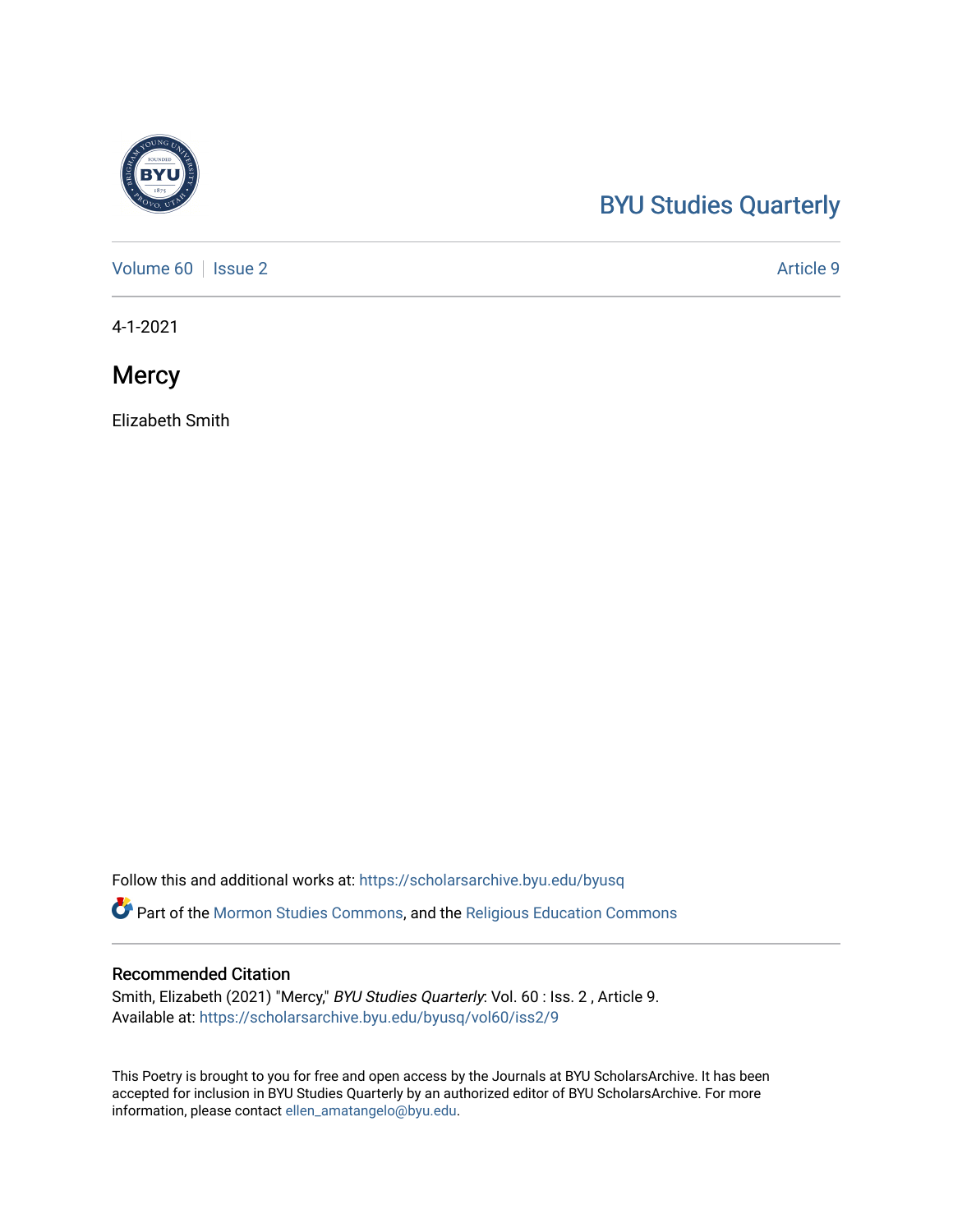BYU Studies Quarterly

Volume 60 | Issue 2 | Article 9

4-1-2021

# Mercy

Elizabeth Smith

Follow this and additional works at: https://scholarsarchive.byu.edu/byusq

Part of the Mormon Studies Commons, and the Religious Education Commons

## Recommended Citation

Smith, Elizabeth (2021) "Mercy," *BYU Studies Quarterly*: Vol. 60 : Iss. 2 , Article 9.
Available at: https://scholarsarchive.byu.edu/byusq/vol60/iss2/9

This Poetry is brought to you for free and open access by the Journals at BYU ScholarsArchive. It has been accepted for inclusion in BYU Studies Quarterly by an authorized editor of BYU ScholarsArchive. For more information, please contact ellen_amatangelo@byu.edu.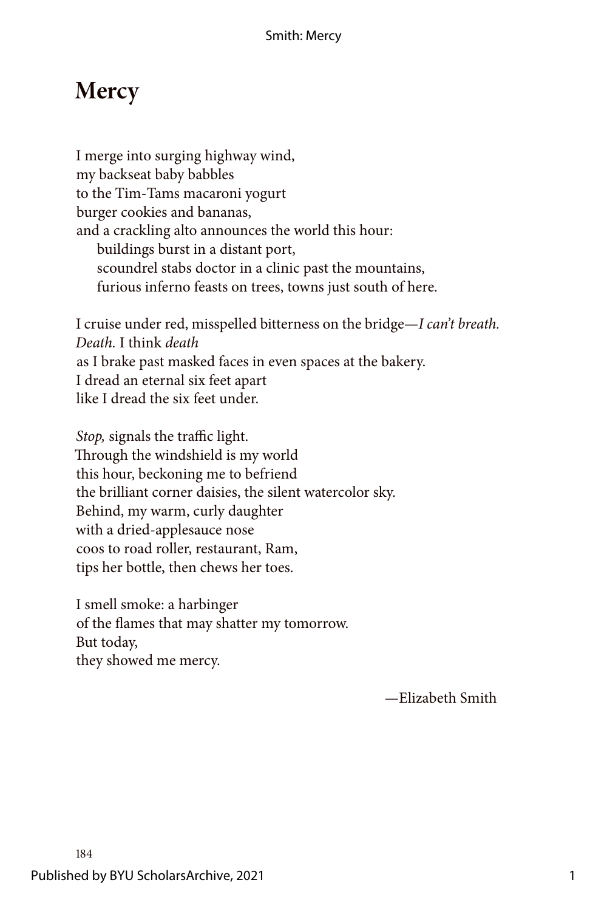# Mercy

I merge into surging highway wind,  
my backseat baby babbles  
to the Tim-Tams macaroni yogurt  
burger cookies and bananas,  
and a crackling alto announces the world this hour:  
  buildings burst in a distant port,  
  scoundrel stabs doctor in a clinic past the mountains,  
  furious inferno feasts on trees, towns just south of here.

I cruise under red, misspelled bitterness on the bridge—*I can't breath.*  
*Death.* I think *death*  
as I brake past masked faces in even spaces at the bakery.  
I dread an eternal six feet apart  
like I dread the six feet under.

*Stop,* signals the traffic light.  
Through the windshield is my world  
this hour, beckoning me to befriend  
the brilliant corner daisies, the silent watercolor sky.  
Behind, my warm, curly daughter  
with a dried-applesauce nose  
coos to road roller, restaurant, Ram,  
tips her bottle, then chews her toes.

I smell smoke: a harbinger  
of the flames that may shatter my tomorrow.  
But today,  
they showed me mercy.

—Elizabeth Smith